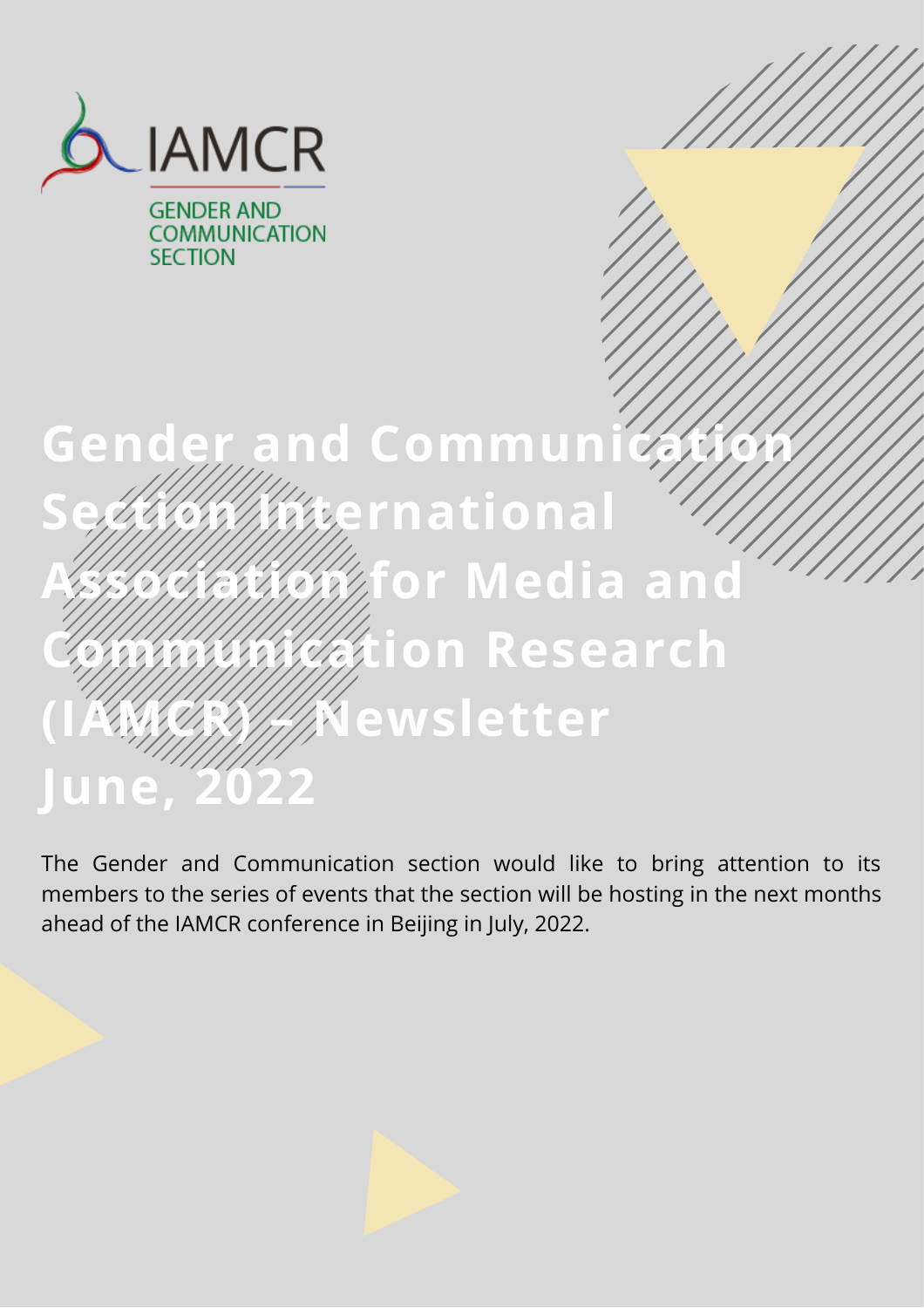IAMCR

GENDER AND COMMUNICATION SECTION

# Gender and Communication Section International Association for Media and Communication Research (IAMCR) – Newsletter June, 2022

The Gender and Communication section would like to bring attention to its members to the series of events that the section will be hosting in the next months ahead of the IAMCR conference in Beijing in July, 2022.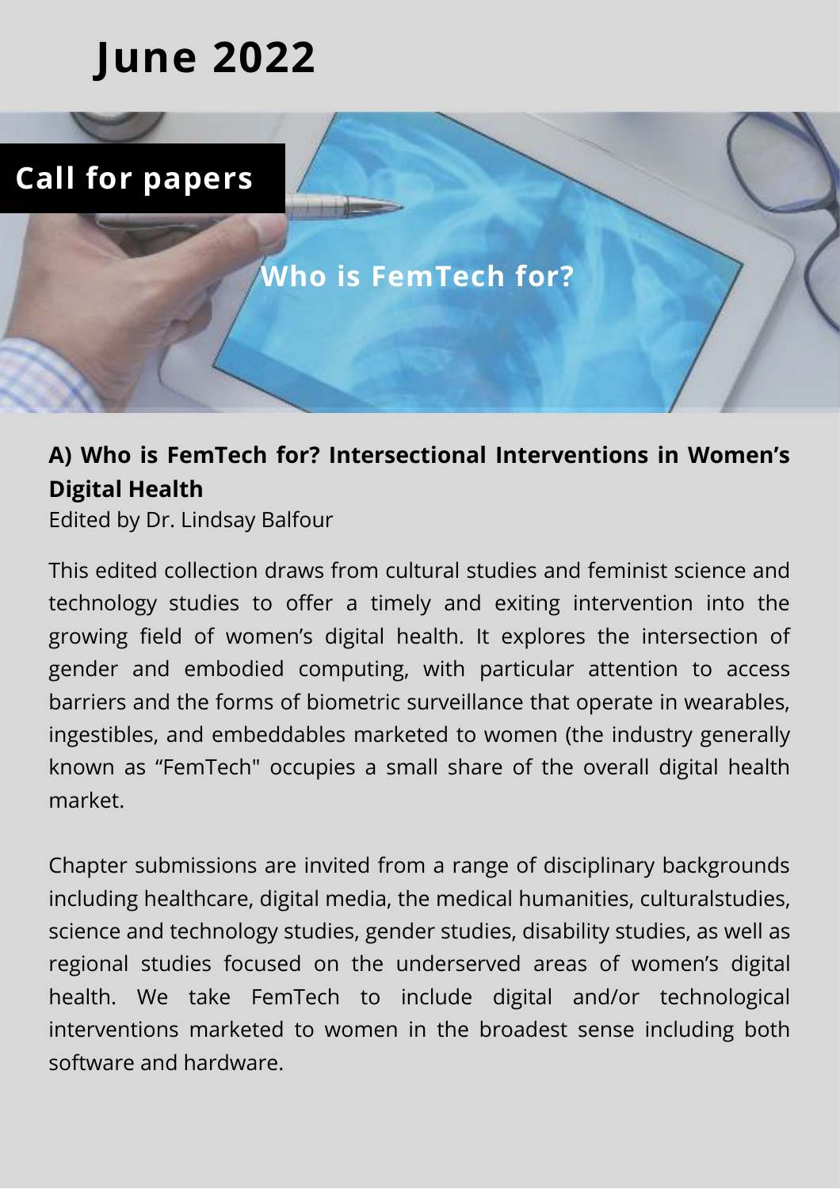# June 2022

## Call for papers

**Who is FemTech for?**

### A) Who is FemTech for? Intersectional Interventions in Women's Digital Health

Edited by Dr. Lindsay Balfour

This edited collection draws from cultural studies and feminist science and technology studies to offer a timely and exiting intervention into the growing field of women's digital health. It explores the intersection of gender and embodied computing, with particular attention to access barriers and the forms of biometric surveillance that operate in wearables, ingestibles, and embeddables marketed to women (the industry generally known as "FemTech" occupies a small share of the overall digital health market.

Chapter submissions are invited from a range of disciplinary backgrounds including healthcare, digital media, the medical humanities, culturalstudies, science and technology studies, gender studies, disability studies, as well as regional studies focused on the underserved areas of women's digital health. We take FemTech to include digital and/or technological interventions marketed to women in the broadest sense including both software and hardware.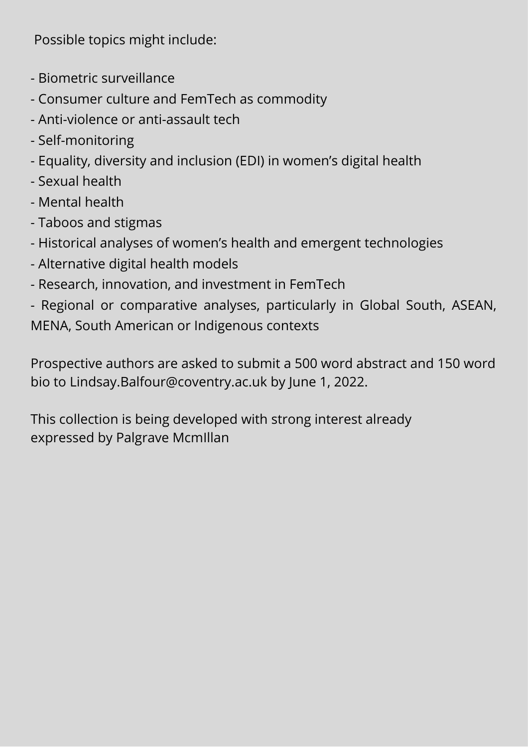Possible topics might include:

- Biometric surveillance
- Consumer culture and FemTech as commodity
- Anti-violence or anti-assault tech
- Self-monitoring
- Equality, diversity and inclusion (EDI) in women's digital health
- Sexual health
- Mental health
- Taboos and stigmas
- Historical analyses of women's health and emergent technologies
- Alternative digital health models
- Research, innovation, and investment in FemTech
- Regional or comparative analyses, particularly in Global South, ASEAN, MENA, South American or Indigenous contexts

Prospective authors are asked to submit a 500 word abstract and 150 word bio to Lindsay.Balfour@coventry.ac.uk by June 1, 2022.

This collection is being developed with strong interest already expressed by Palgrave McmIllan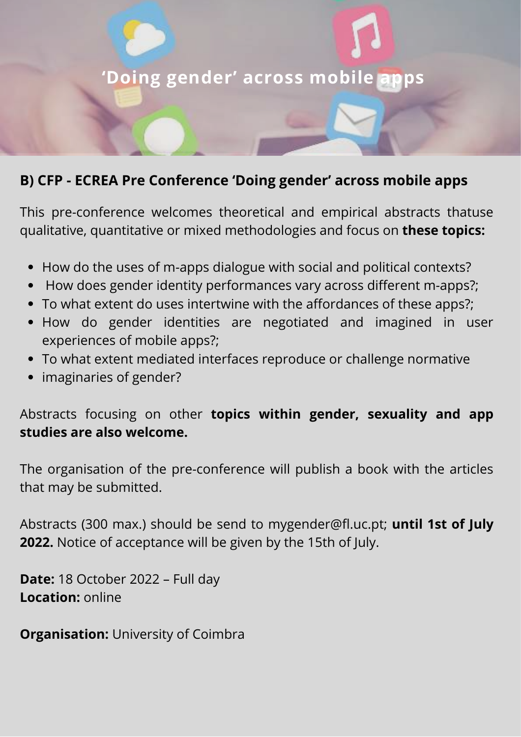# 'Doing gender' across mobile apps

## B) CFP - ECREA Pre Conference 'Doing gender' across mobile apps

This pre-conference welcomes theoretical and empirical abstracts thatuse qualitative, quantitative or mixed methodologies and focus on **these topics:**

- How do the uses of m-apps dialogue with social and political contexts?
- How does gender identity performances vary across different m-apps?;
- To what extent do uses intertwine with the affordances of these apps?;
- How do gender identities are negotiated and imagined in user experiences of mobile apps?;
- To what extent mediated interfaces reproduce or challenge normative
- imaginaries of gender?

Abstracts focusing on other **topics within gender, sexuality and app studies are also welcome.**

The organisation of the pre-conference will publish a book with the articles that may be submitted.

Abstracts (300 max.) should be send to mygender@fl.uc.pt; **until 1st of July 2022.** Notice of acceptance will be given by the 15th of July.

**Date:** 18 October 2022 – Full day
**Location:** online

**Organisation:** University of Coimbra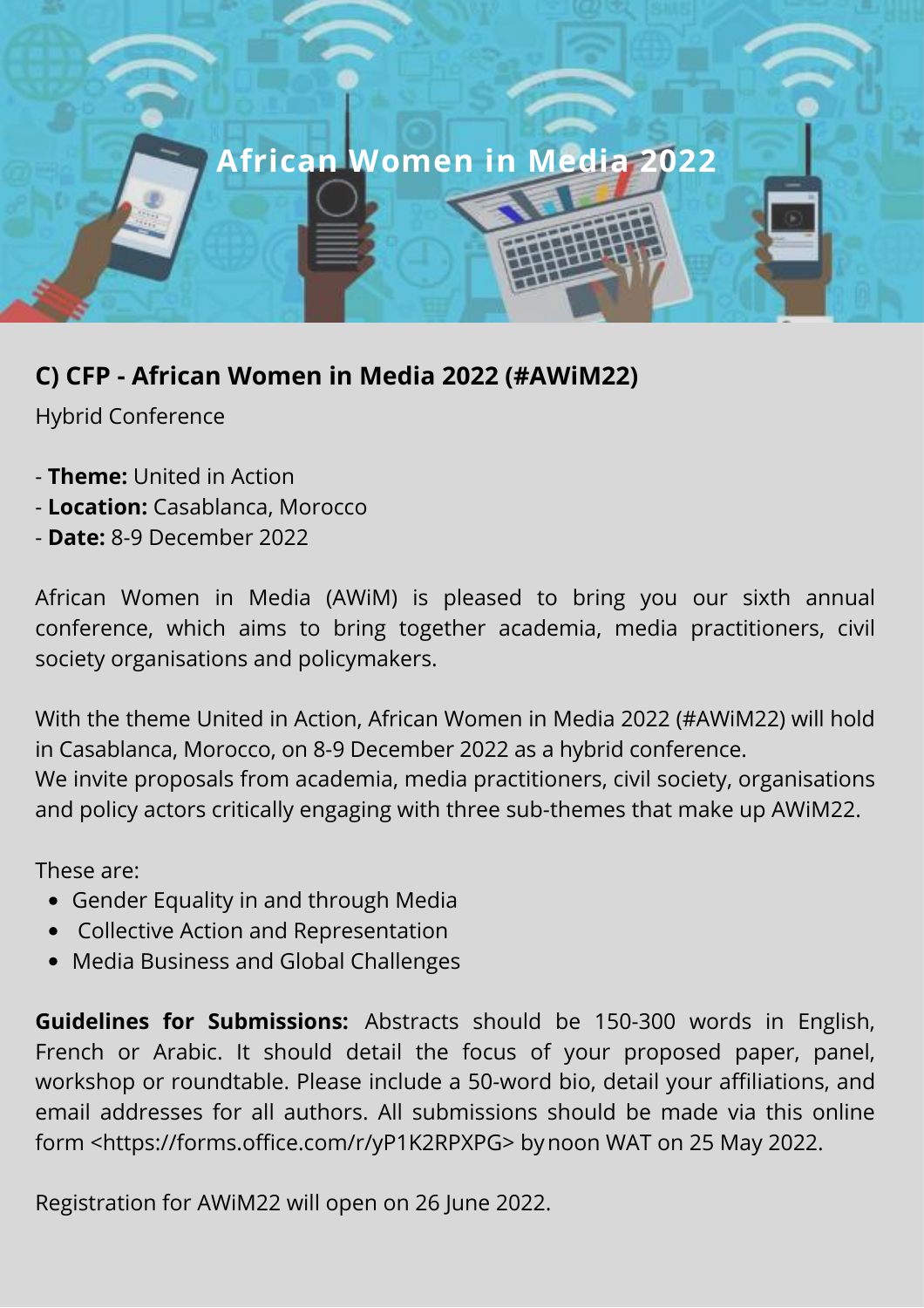# African Women in Media 2022

## C) CFP - African Women in Media 2022 (#AWiM22)

Hybrid Conference

- **Theme:** United in Action
- **Location:** Casablanca, Morocco
- **Date:** 8-9 December 2022

African Women in Media (AWiM) is pleased to bring you our sixth annual conference, which aims to bring together academia, media practitioners, civil society organisations and policymakers.

With the theme United in Action, African Women in Media 2022 (#AWiM22) will hold in Casablanca, Morocco, on 8-9 December 2022 as a hybrid conference.
We invite proposals from academia, media practitioners, civil society, organisations and policy actors critically engaging with three sub-themes that make up AWiM22.

These are:

- Gender Equality in and through Media
- Collective Action and Representation
- Media Business and Global Challenges

**Guidelines for Submissions:** Abstracts should be 150-300 words in English, French or Arabic. It should detail the focus of your proposed paper, panel, workshop or roundtable. Please include a 50-word bio, detail your affiliations, and email addresses for all authors. All submissions should be made via this online form <https://forms.office.com/r/yP1K2RPXPG> by noon WAT on 25 May 2022.

Registration for AWiM22 will open on 26 June 2022.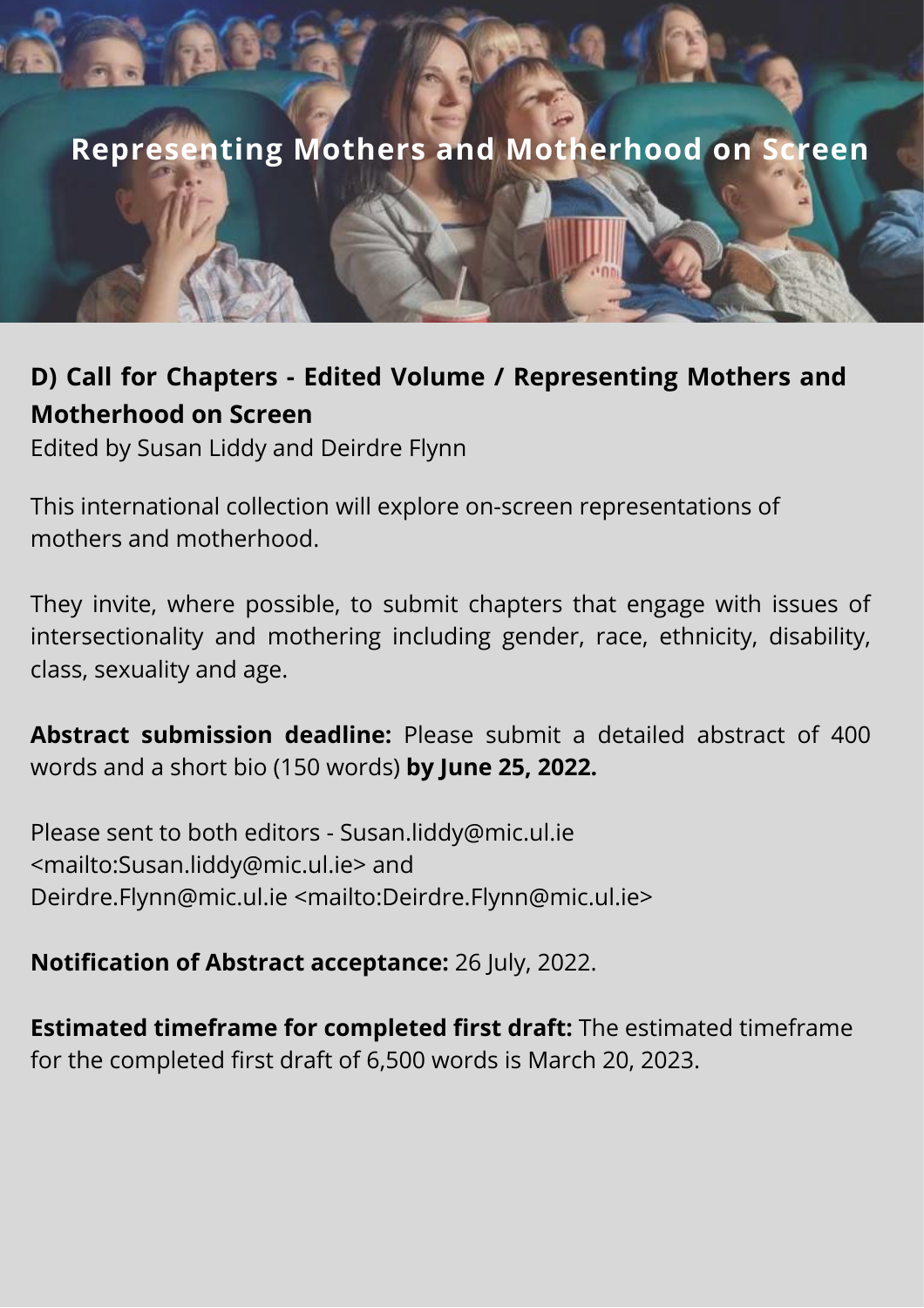# Representing Mothers and Motherhood on Screen

## D) Call for Chapters - Edited Volume / Representing Mothers and Motherhood on Screen

Edited by Susan Liddy and Deirdre Flynn

This international collection will explore on-screen representations of mothers and motherhood.

They invite, where possible, to submit chapters that engage with issues of intersectionality and mothering including gender, race, ethnicity, disability, class, sexuality and age.

**Abstract submission deadline:** Please submit a detailed abstract of 400 words and a short bio (150 words) **by June 25, 2022.**

Please sent to both editors - Susan.liddy@mic.ul.ie <mailto:Susan.liddy@mic.ul.ie> and Deirdre.Flynn@mic.ul.ie <mailto:Deirdre.Flynn@mic.ul.ie>

**Notification of Abstract acceptance:** 26 July, 2022.

**Estimated timeframe for completed first draft:** The estimated timeframe for the completed first draft of 6,500 words is March 20, 2023.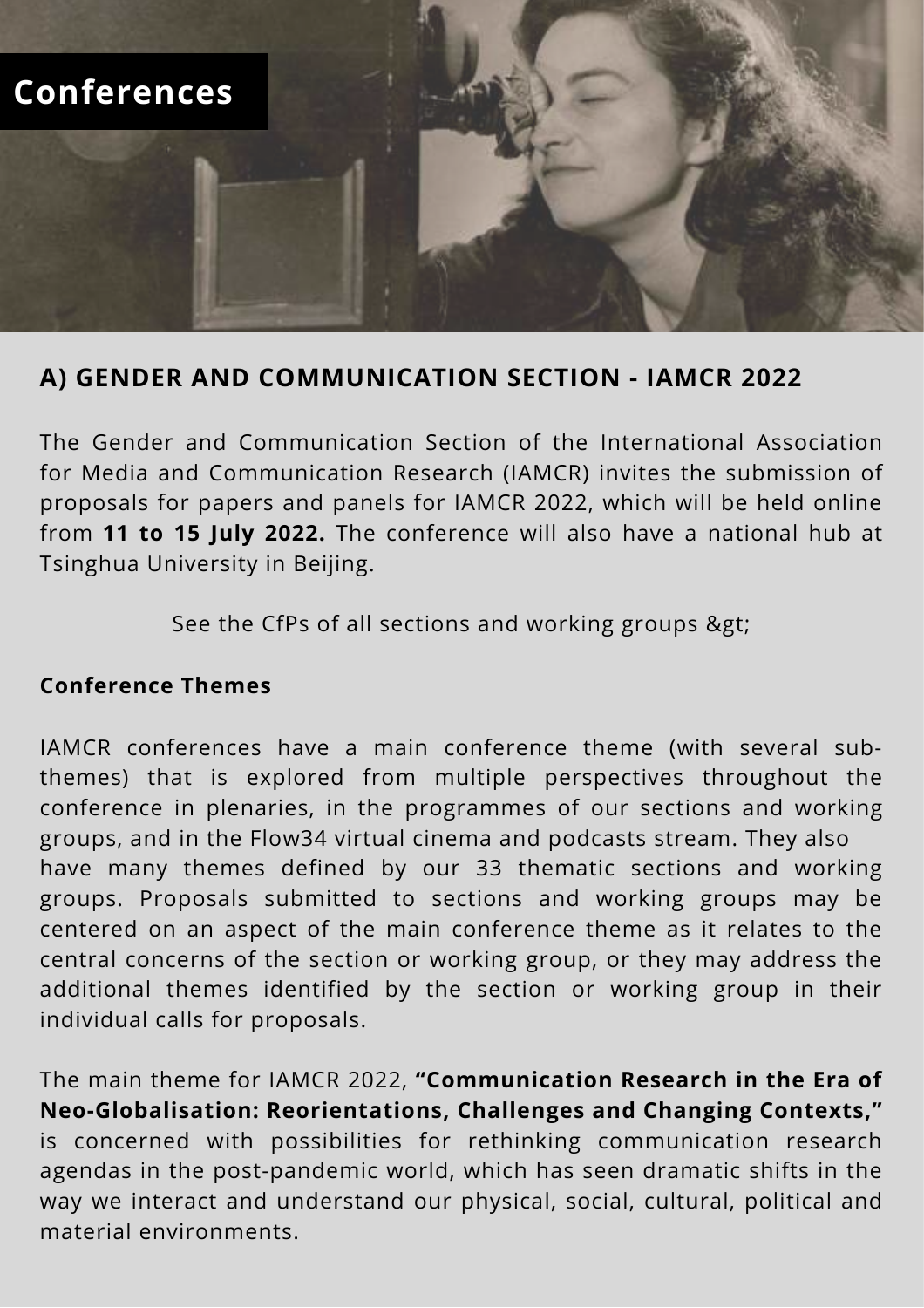# Conferences

## A) GENDER AND COMMUNICATION SECTION - IAMCR 2022

The Gender and Communication Section of the International Association for Media and Communication Research (IAMCR) invites the submission of proposals for papers and panels for IAMCR 2022, which will be held online from **11 to 15 July 2022.** The conference will also have a national hub at Tsinghua University in Beijing.

See the CfPs of all sections and working groups &gt;

**Conference Themes**

IAMCR conferences have a main conference theme (with several sub-themes) that is explored from multiple perspectives throughout the conference in plenaries, in the programmes of our sections and working groups, and in the Flow34 virtual cinema and podcasts stream. They also have many themes defined by our 33 thematic sections and working groups. Proposals submitted to sections and working groups may be centered on an aspect of the main conference theme as it relates to the central concerns of the section or working group, or they may address the additional themes identified by the section or working group in their individual calls for proposals.

The main theme for IAMCR 2022, **"Communication Research in the Era of Neo-Globalisation: Reorientations, Challenges and Changing Contexts,"** is concerned with possibilities for rethinking communication research agendas in the post-pandemic world, which has seen dramatic shifts in the way we interact and understand our physical, social, cultural, political and material environments.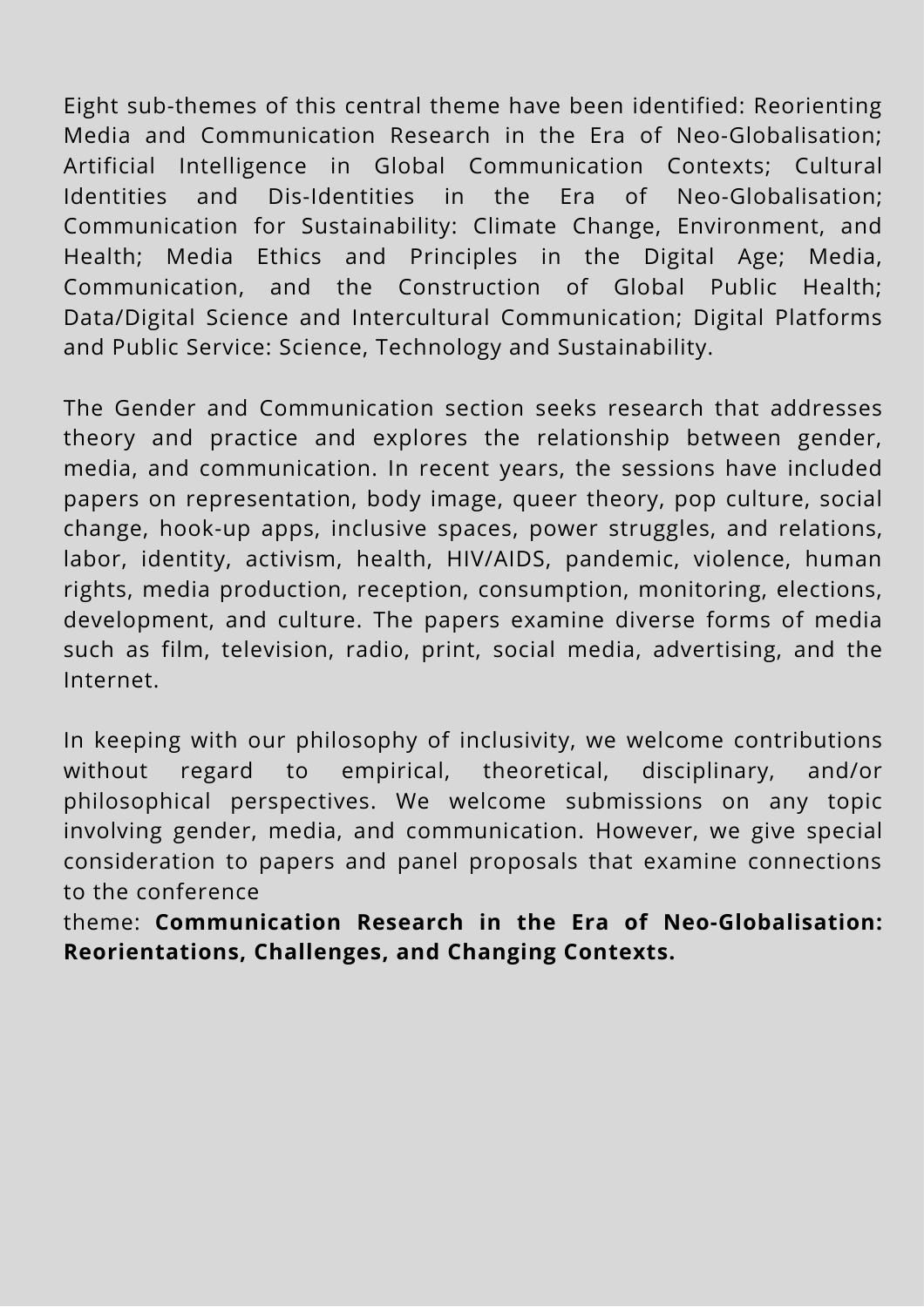Eight sub-themes of this central theme have been identified: Reorienting Media and Communication Research in the Era of Neo-Globalisation; Artificial Intelligence in Global Communication Contexts; Cultural Identities and Dis-Identities in the Era of Neo-Globalisation; Communication for Sustainability: Climate Change, Environment, and Health; Media Ethics and Principles in the Digital Age; Media, Communication, and the Construction of Global Public Health; Data/Digital Science and Intercultural Communication; Digital Platforms and Public Service: Science, Technology and Sustainability.

The Gender and Communication section seeks research that addresses theory and practice and explores the relationship between gender, media, and communication. In recent years, the sessions have included papers on representation, body image, queer theory, pop culture, social change, hook-up apps, inclusive spaces, power struggles, and relations, labor, identity, activism, health, HIV/AIDS, pandemic, violence, human rights, media production, reception, consumption, monitoring, elections, development, and culture. The papers examine diverse forms of media such as film, television, radio, print, social media, advertising, and the Internet.

In keeping with our philosophy of inclusivity, we welcome contributions without regard to empirical, theoretical, disciplinary, and/or philosophical perspectives. We welcome submissions on any topic involving gender, media, and communication. However, we give special consideration to papers and panel proposals that examine connections to the conference theme: **Communication Research in the Era of Neo-Globalisation: Reorientations, Challenges, and Changing Contexts.**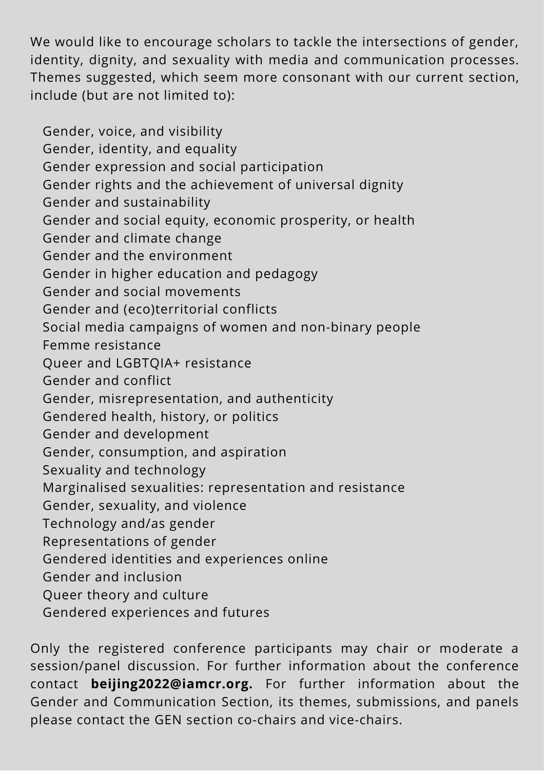We would like to encourage scholars to tackle the intersections of gender, identity, dignity, and sexuality with media and communication processes. Themes suggested, which seem more consonant with our current section, include (but are not limited to):

- Gender, voice, and visibility
- Gender, identity, and equality
- Gender expression and social participation
- Gender rights and the achievement of universal dignity
- Gender and sustainability
- Gender and social equity, economic prosperity, or health
- Gender and climate change
- Gender and the environment
- Gender in higher education and pedagogy
- Gender and social movements
- Gender and (eco)territorial conflicts
- Social media campaigns of women and non-binary people
- Femme resistance
- Queer and LGBTQIA+ resistance
- Gender and conflict
- Gender, misrepresentation, and authenticity
- Gendered health, history, or politics
- Gender and development
- Gender, consumption, and aspiration
- Sexuality and technology
- Marginalised sexualities: representation and resistance
- Gender, sexuality, and violence
- Technology and/as gender
- Representations of gender
- Gendered identities and experiences online
- Gender and inclusion
- Queer theory and culture
- Gendered experiences and futures

Only the registered conference participants may chair or moderate a session/panel discussion. For further information about the conference contact **beijing2022@iamcr.org.** For further information about the Gender and Communication Section, its themes, submissions, and panels please contact the GEN section co-chairs and vice-chairs.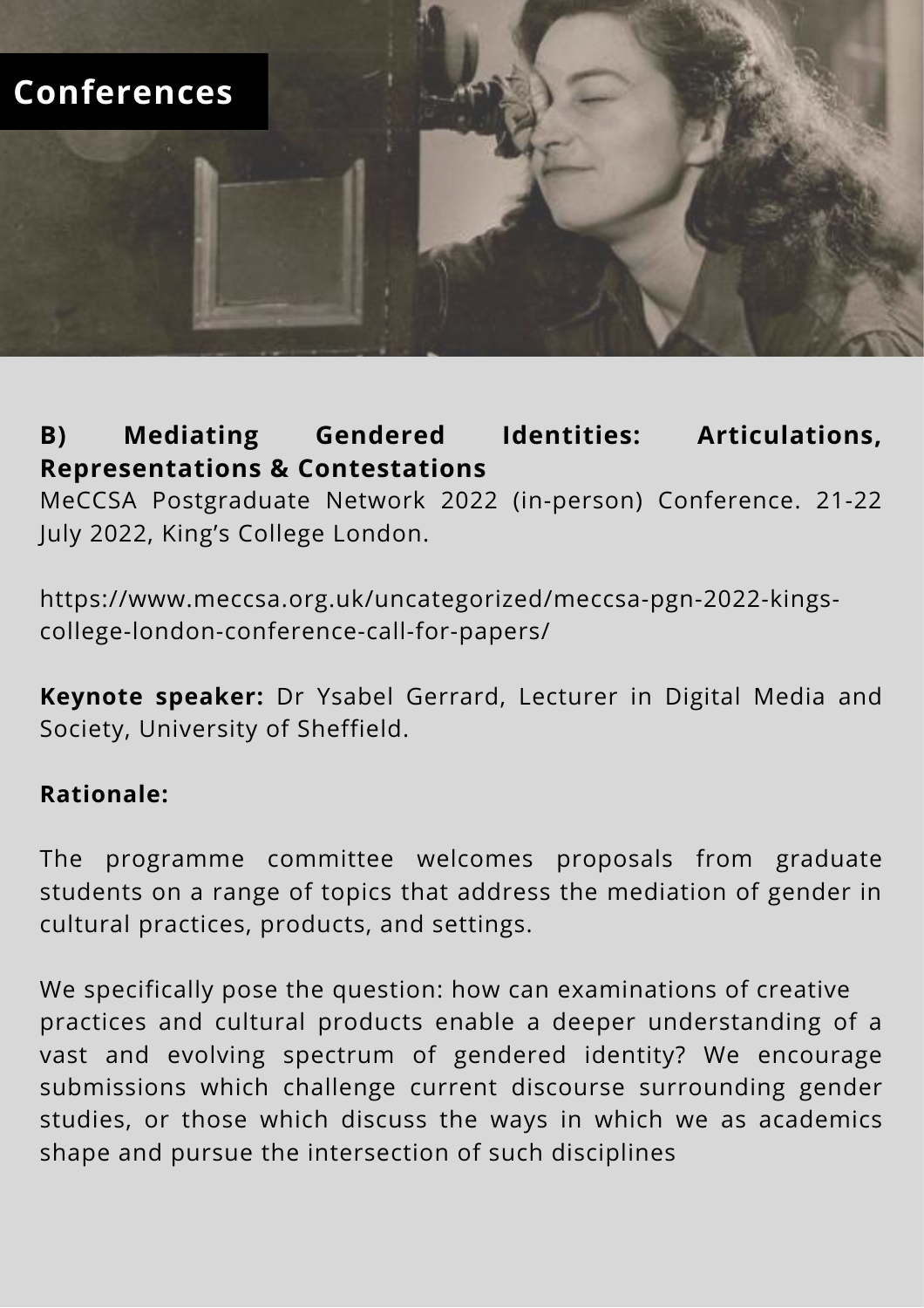# Conferences

**B) Mediating Gendered Identities: Articulations, Representations & Contestations**

MeCCSA Postgraduate Network 2022 (in-person) Conference. 21-22 July 2022, King's College London.

https://www.meccsa.org.uk/uncategorized/meccsa-pgn-2022-kings-college-london-conference-call-for-papers/

**Keynote speaker:** Dr Ysabel Gerrard, Lecturer in Digital Media and Society, University of Sheffield.

**Rationale:**

The programme committee welcomes proposals from graduate students on a range of topics that address the mediation of gender in cultural practices, products, and settings.

We specifically pose the question: how can examinations of creative practices and cultural products enable a deeper understanding of a vast and evolving spectrum of gendered identity? We encourage submissions which challenge current discourse surrounding gender studies, or those which discuss the ways in which we as academics shape and pursue the intersection of such disciplines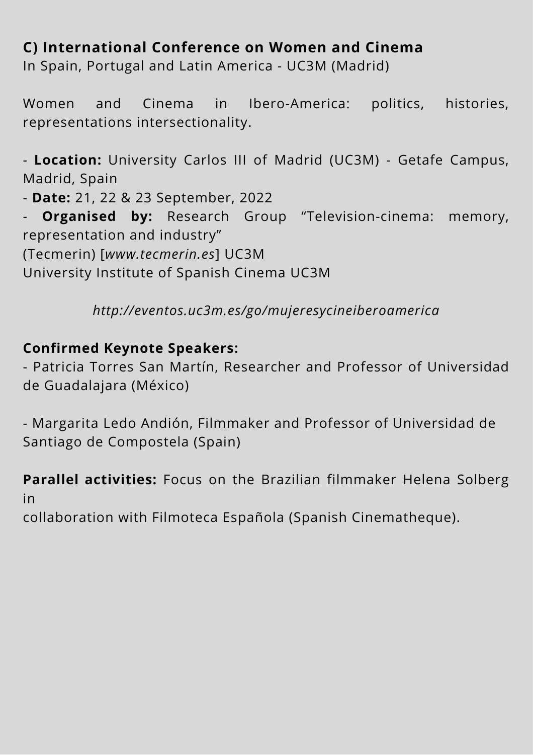**C) International Conference on Women and Cinema**
In Spain, Portugal and Latin America - UC3M (Madrid)

Women and Cinema in Ibero-America: politics, histories, representations intersectionality.

- **Location:** University Carlos III of Madrid (UC3M) - Getafe Campus, Madrid, Spain
- **Date:** 21, 22 & 23 September, 2022
- **Organised by:** Research Group "Television-cinema: memory, representation and industry"
(Tecmerin) [*www.tecmerin.es*] UC3M
University Institute of Spanish Cinema UC3M

*http://eventos.uc3m.es/go/mujeresycineiberoamerica*

**Confirmed Keynote Speakers:**
- Patricia Torres San Martín, Researcher and Professor of Universidad de Guadalajara (México)

- Margarita Ledo Andión, Filmmaker and Professor of Universidad de Santiago de Compostela (Spain)

**Parallel activities:** Focus on the Brazilian filmmaker Helena Solberg in
collaboration with Filmoteca Española (Spanish Cinematheque).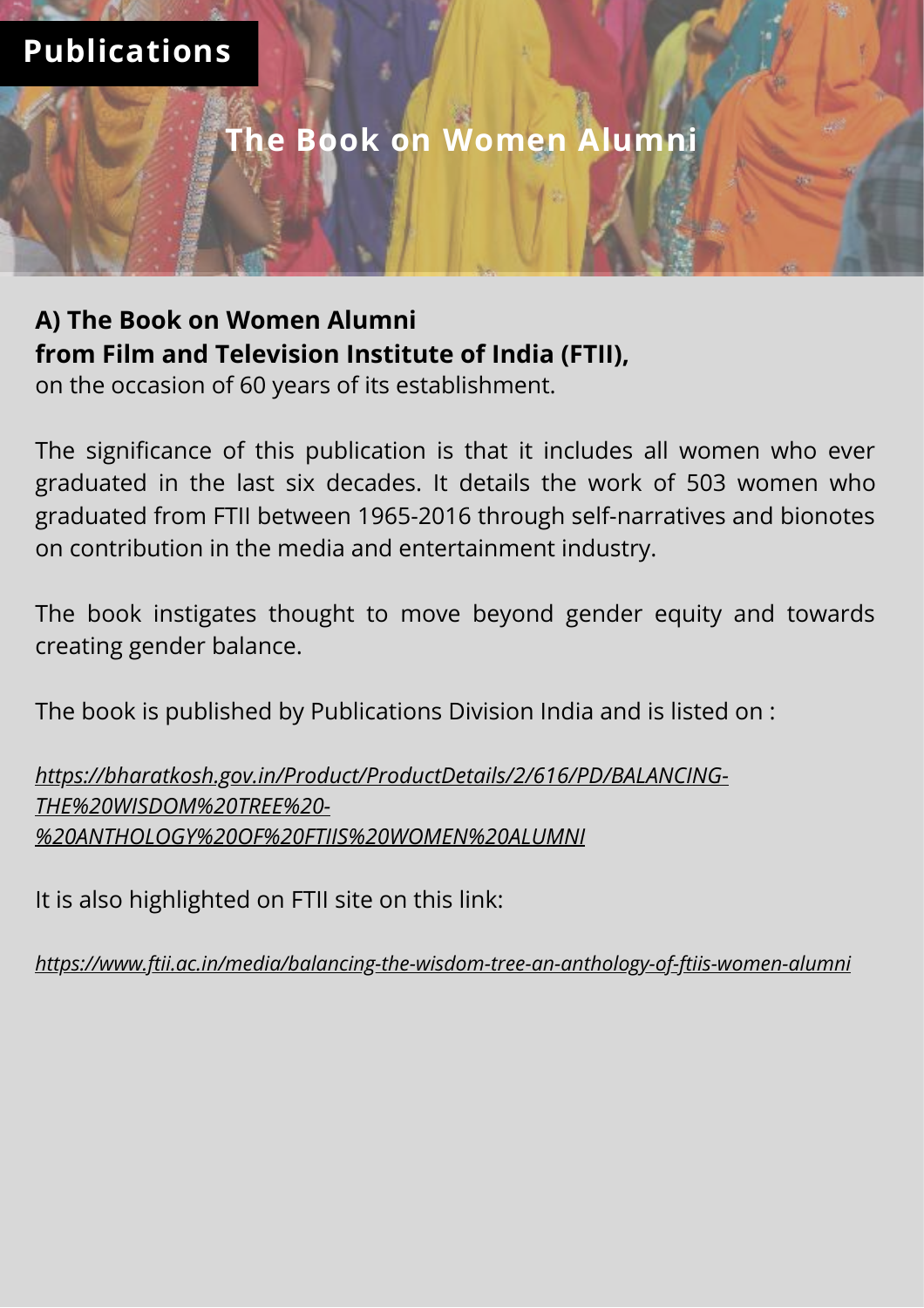# Publications

## The Book on Women Alumni

**A) The Book on Women Alumni**
**from Film and Television Institute of India (FTII),**
on the occasion of 60 years of its establishment.

The significance of this publication is that it includes all women who ever graduated in the last six decades. It details the work of 503 women who graduated from FTII between 1965-2016 through self-narratives and bionotes on contribution in the media and entertainment industry.

The book instigates thought to move beyond gender equity and towards creating gender balance.

The book is published by Publications Division India and is listed on :

*https://bharatkosh.gov.in/Product/ProductDetails/2/616/PD/BALANCING-THE%20WISDOM%20TREE%20-%20ANTHOLOGY%20OF%20FTIIS%20WOMEN%20ALUMNI*

It is also highlighted on FTII site on this link:

*https://www.ftii.ac.in/media/balancing-the-wisdom-tree-an-anthology-of-ftiis-women-alumni*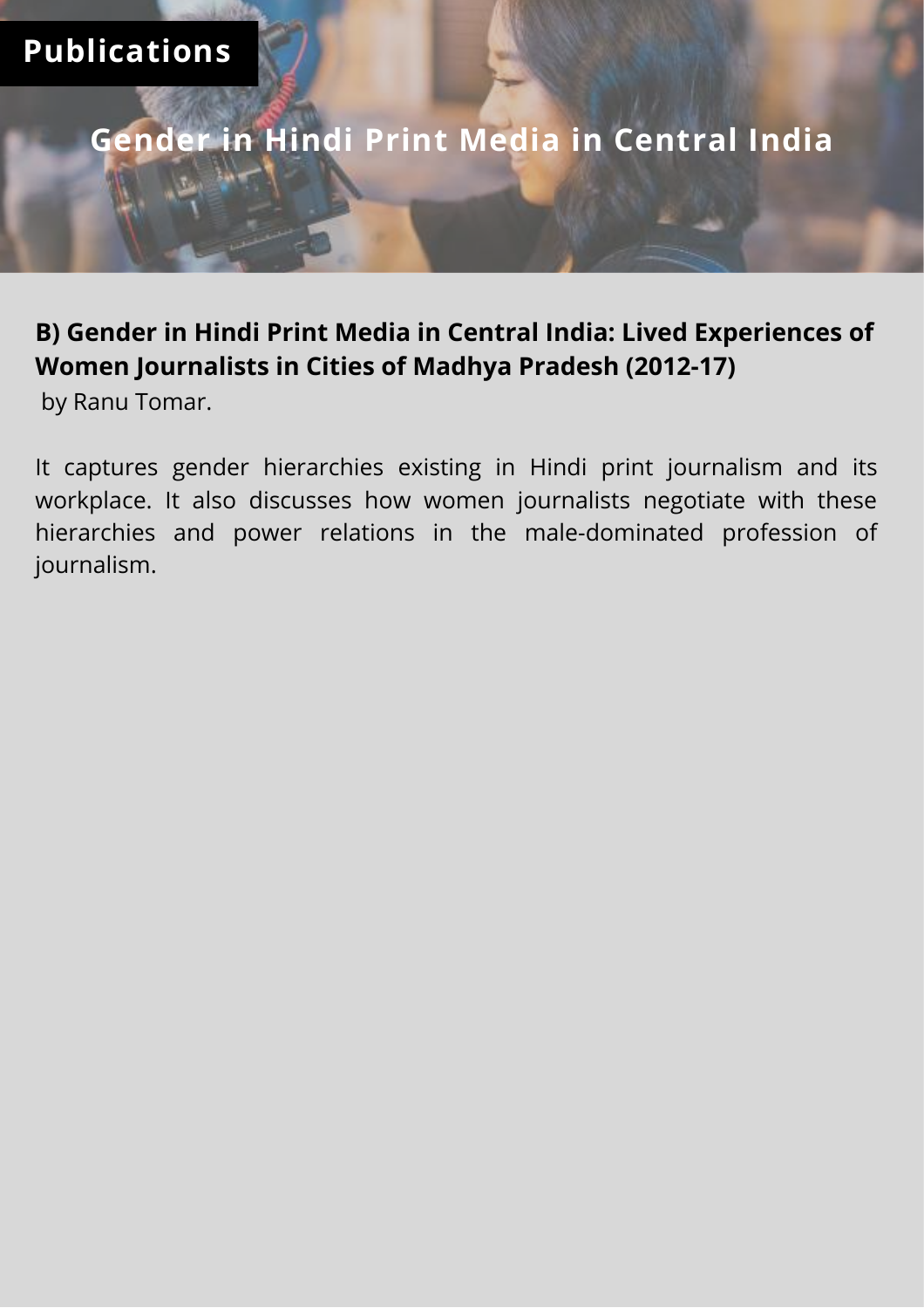# Publications

## Gender in Hindi Print Media in Central India

**B) Gender in Hindi Print Media in Central India: Lived Experiences of Women Journalists in Cities of Madhya Pradesh (2012-17)**

by Ranu Tomar.

It captures gender hierarchies existing in Hindi print journalism and its workplace. It also discusses how women journalists negotiate with these hierarchies and power relations in the male-dominated profession of journalism.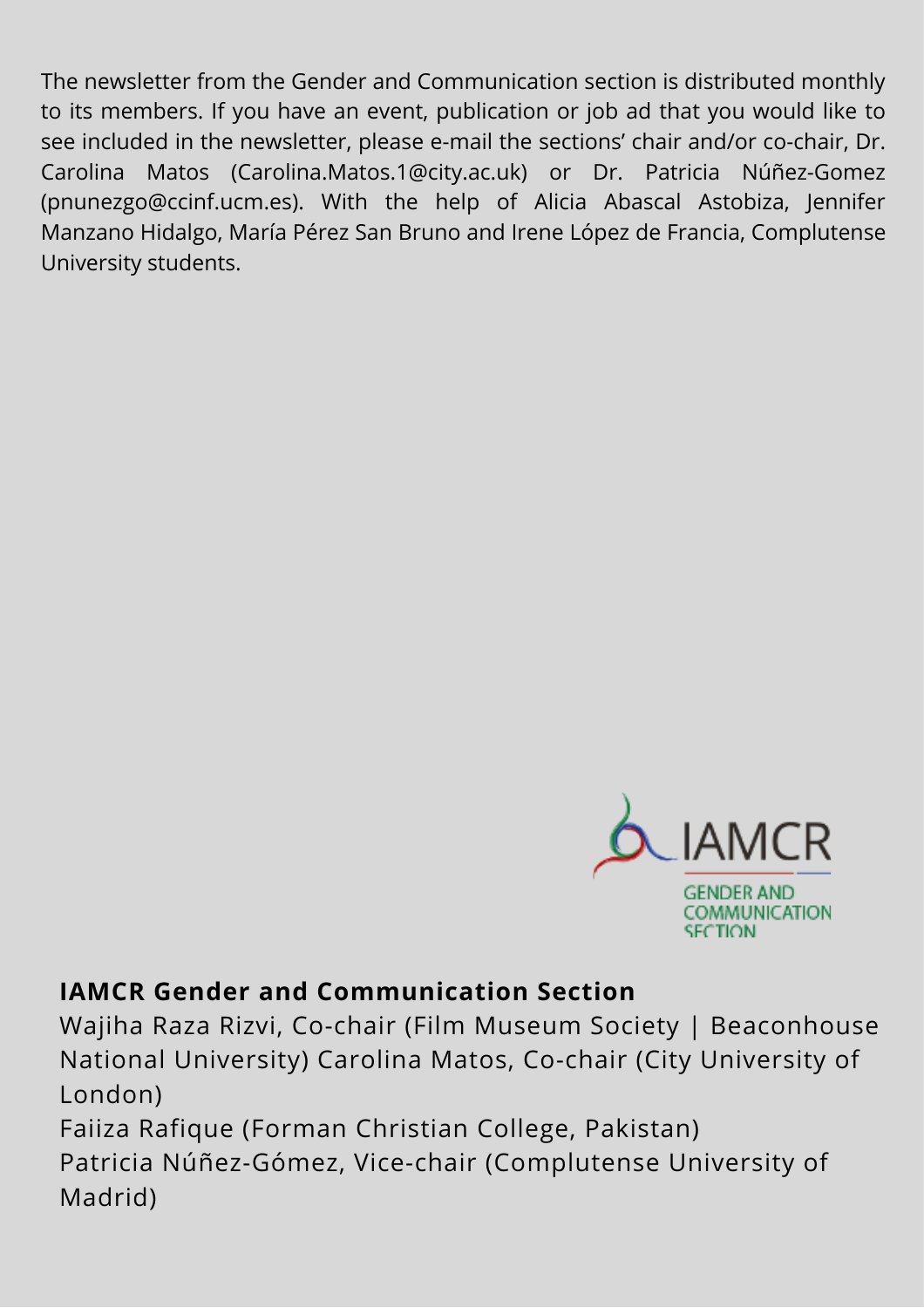The newsletter from the Gender and Communication section is distributed monthly to its members. If you have an event, publication or job ad that you would like to see included in the newsletter, please e-mail the sections' chair and/or co-chair, Dr. Carolina Matos (Carolina.Matos.1@city.ac.uk) or Dr. Patricia Núñez-Gomez (pnunezgo@ccinf.ucm.es). With the help of Alicia Abascal Astobiza, Jennifer Manzano Hidalgo, María Pérez San Bruno and Irene López de Francia, Complutense University students.

IAMCR

GENDER AND COMMUNICATION SECTION

**IAMCR Gender and Communication Section**

Wajiha Raza Rizvi, Co-chair (Film Museum Society | Beaconhouse National University) Carolina Matos, Co-chair (City University of London)

Faiiza Rafique (Forman Christian College, Pakistan)

Patricia Núñez-Gómez, Vice-chair (Complutense University of Madrid)